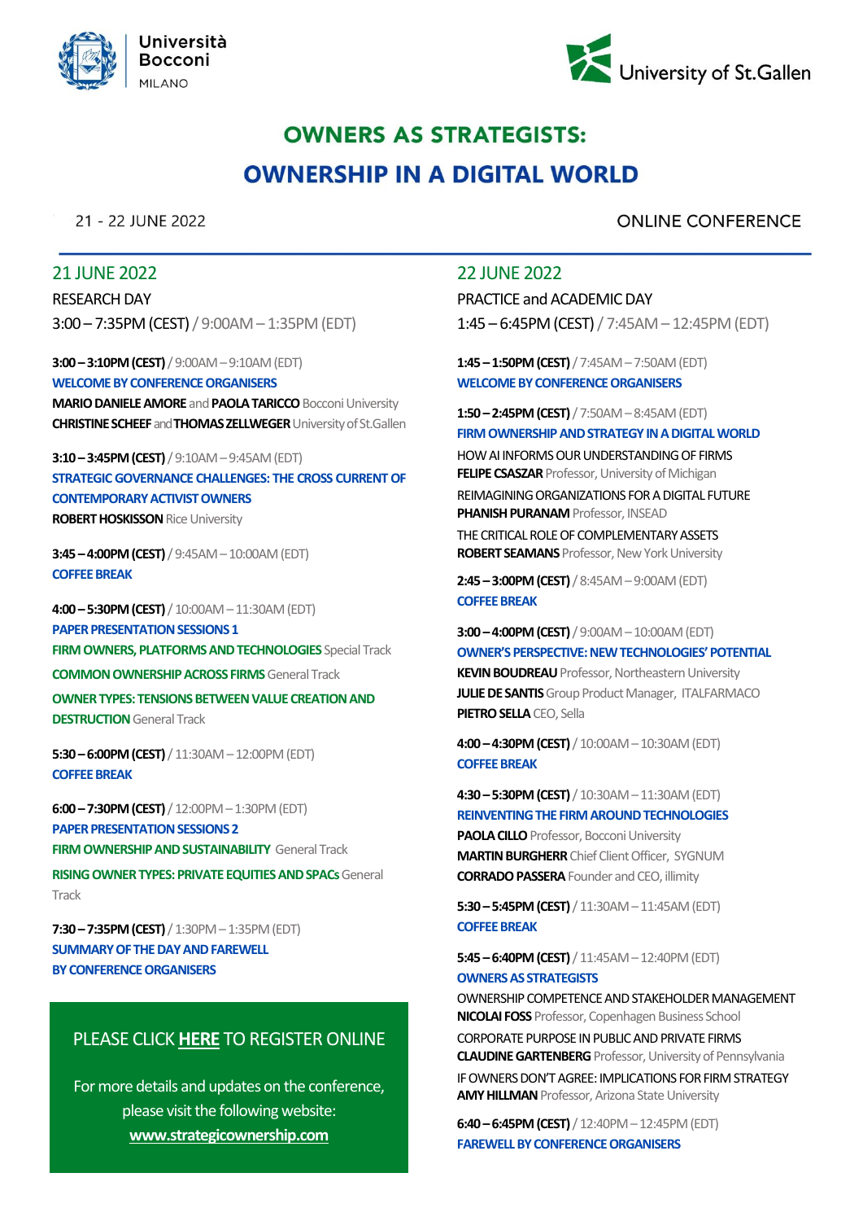Università Bocconi MILANO

University of St.Gallen

# OWNERS AS STRATEGISTS:

# OWNERSHIP IN A DIGITAL WORLD

21 - 22 JUNE 2022

ONLINE CONFERENCE

## 21 JUNE 2022

RESEARCH DAY

3:00 – 7:35PM (CEST) / 9:00AM – 1:35PM (EDT)

**3:00 – 3:10PM (CEST)** / 9:00AM – 9:10AM (EDT)
**WELCOME BY CONFERENCE ORGANISERS**
**MARIO DANIELE AMORE** and **PAOLA TARICCO** Bocconi University
**CHRISTINE SCHEEF** and **THOMAS ZELLWEGER** University of St.Gallen

**3:10 – 3:45PM (CEST)** / 9:10AM – 9:45AM (EDT)
**STRATEGIC GOVERNANCE CHALLENGES: THE CROSS CURRENT OF CONTEMPORARY ACTIVIST OWNERS**
**ROBERT HOSKISSON** Rice University

**3:45 – 4:00PM (CEST)** / 9:45AM – 10:00AM (EDT)
**COFFEE BREAK**

**4:00 – 5:30PM (CEST)** / 10:00AM – 11:30AM (EDT)
**PAPER PRESENTATION SESSIONS 1**
**FIRM OWNERS, PLATFORMS AND TECHNOLOGIES** Special Track
**COMMON OWNERSHIP ACROSS FIRMS** General Track
**OWNER TYPES: TENSIONS BETWEEN VALUE CREATION AND DESTRUCTION** General Track

**5:30 – 6:00PM (CEST)** / 11:30AM – 12:00PM (EDT)
**COFFEE BREAK**

**6:00 – 7:30PM (CEST)** / 12:00PM – 1:30PM (EDT)
**PAPER PRESENTATION SESSIONS 2**
**FIRM OWNERSHIP AND SUSTAINABILITY** General Track
**RISING OWNER TYPES: PRIVATE EQUITIES AND SPACs** General Track

**7:30 – 7:35PM (CEST)** / 1:30PM – 1:35PM (EDT)
**SUMMARY OF THE DAY AND FAREWELL BY CONFERENCE ORGANISERS**

PLEASE CLICK **HERE** TO REGISTER ONLINE

For more details and updates on the conference, please visit the following website:
**www.strategicownership.com**

## 22 JUNE 2022

PRACTICE and ACADEMIC DAY

1:45 – 6:45PM (CEST) / 7:45AM – 12:45PM (EDT)

**1:45 – 1:50PM (CEST)** / 7:45AM – 7:50AM (EDT)
**WELCOME BY CONFERENCE ORGANISERS**

**1:50 – 2:45PM (CEST)** / 7:50AM – 8:45AM (EDT)
**FIRM OWNERSHIP AND STRATEGY IN A DIGITAL WORLD**

HOW AI INFORMS OUR UNDERSTANDING OF FIRMS
**FELIPE CSASZAR** Professor, University of Michigan

REIMAGINING ORGANIZATIONS FOR A DIGITAL FUTURE
**PHANISH PURANAM** Professor, INSEAD

THE CRITICAL ROLE OF COMPLEMENTARY ASSETS
**ROBERT SEAMANS** Professor, New York University

**2:45 – 3:00PM (CEST)** / 8:45AM – 9:00AM (EDT)
**COFFEE BREAK**

**3:00 – 4:00PM (CEST)** / 9:00AM – 10:00AM (EDT)
**OWNER'S PERSPECTIVE: NEW TECHNOLOGIES' POTENTIAL**
**KEVIN BOUDREAU** Professor, Northeastern University
**JULIE DE SANTIS** Group Product Manager, ITALFARMACO
**PIETRO SELLA** CEO, Sella

**4:00 – 4:30PM (CEST)** / 10:00AM – 10:30AM (EDT)
**COFFEE BREAK**

**4:30 – 5:30PM (CEST)** / 10:30AM – 11:30AM (EDT)
**REINVENTING THE FIRM AROUND TECHNOLOGIES**
**PAOLA CILLO** Professor, Bocconi University
**MARTIN BURGHERR** Chief Client Officer, SYGNUM
**CORRADO PASSERA** Founder and CEO, illimity

**5:30 – 5:45PM (CEST)** / 11:30AM – 11:45AM (EDT)
**COFFEE BREAK**

**5:45 – 6:40PM (CEST)** / 11:45AM – 12:40PM (EDT)
**OWNERS AS STRATEGISTS**

OWNERSHIP COMPETENCE AND STAKEHOLDER MANAGEMENT
**NICOLAI FOSS** Professor, Copenhagen Business School

CORPORATE PURPOSE IN PUBLIC AND PRIVATE FIRMS
**CLAUDINE GARTENBERG** Professor, University of Pennsylvania

IF OWNERS DON'T AGREE: IMPLICATIONS FOR FIRM STRATEGY
**AMY HILLMAN** Professor, Arizona State University

**6:40 – 6:45PM (CEST)** / 12:40PM – 12:45PM (EDT)
**FAREWELL BY CONFERENCE ORGANISERS**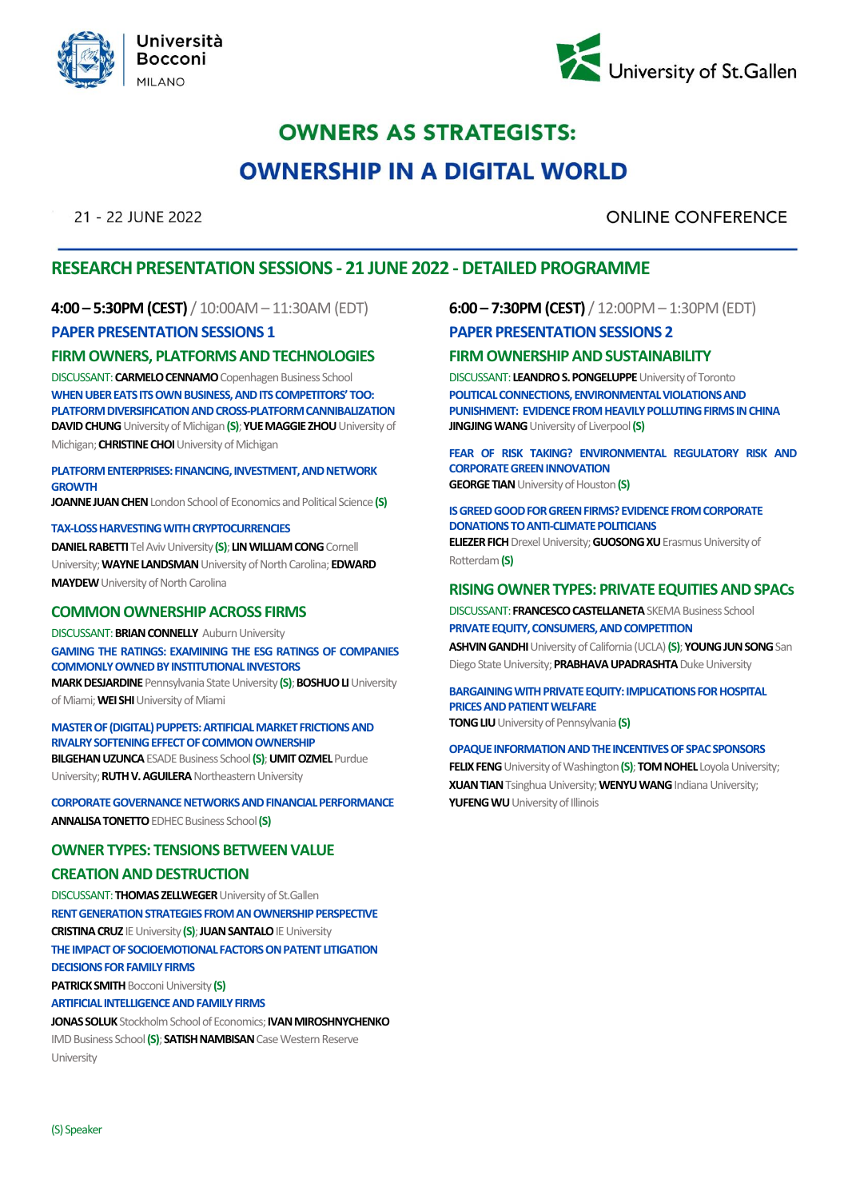Università Bocconi MILANO

University of St.Gallen

# OWNERS AS STRATEGISTS:

# OWNERSHIP IN A DIGITAL WORLD

21 - 22 JUNE 2022

ONLINE CONFERENCE

## RESEARCH PRESENTATION SESSIONS - 21 JUNE 2022 - DETAILED PROGRAMME

**4:00 – 5:30PM (CEST)** / 10:00AM – 11:30AM (EDT)

### PAPER PRESENTATION SESSIONS 1

### FIRM OWNERS, PLATFORMS AND TECHNOLOGIES

DISCUSSANT: **CARMELO CENNAMO** Copenhagen Business School

**WHEN UBER EATS ITS OWN BUSINESS, AND ITS COMPETITORS' TOO: PLATFORM DIVERSIFICATION AND CROSS-PLATFORM CANNIBALIZATION**
**DAVID CHUNG** University of Michigan **(S)**; **YUE MAGGIE ZHOU** University of Michigan; **CHRISTINE CHOI** University of Michigan

**PLATFORM ENTERPRISES: FINANCING, INVESTMENT, AND NETWORK GROWTH**
**JOANNE JUAN CHEN** London School of Economics and Political Science **(S)**

**TAX-LOSS HARVESTING WITH CRYPTOCURRENCIES**
**DANIEL RABETTI** Tel Aviv University **(S)**; **LIN WILLIAM CONG** Cornell University; **WAYNE LANDSMAN** University of North Carolina; **EDWARD MAYDEW** University of North Carolina

### COMMON OWNERSHIP ACROSS FIRMS

DISCUSSANT: **BRIAN CONNELLY** Auburn University

**GAMING THE RATINGS: EXAMINING THE ESG RATINGS OF COMPANIES COMMONLY OWNED BY INSTITUTIONAL INVESTORS**
**MARK DESJARDINE** Pennsylvania State University **(S)**; **BOSHUO LI** University of Miami; **WEI SHI** University of Miami

**MASTER OF (DIGITAL) PUPPETS: ARTIFICIAL MARKET FRICTIONS AND RIVALRY SOFTENING EFFECT OF COMMON OWNERSHIP**
**BILGEHAN UZUNCA** ESADE Business School **(S)**; **UMIT OZMEL** Purdue University; **RUTH V. AGUILERA** Northeastern University

**CORPORATE GOVERNANCE NETWORKS AND FINANCIAL PERFORMANCE**
**ANNALISA TONETTO** EDHEC Business School **(S)**

### OWNER TYPES: TENSIONS BETWEEN VALUE CREATION AND DESTRUCTION

DISCUSSANT: **THOMAS ZELLWEGER** University of St.Gallen

**RENT GENERATION STRATEGIES FROM AN OWNERSHIP PERSPECTIVE**
**CRISTINA CRUZ** IE University **(S)**; **JUAN SANTALO** IE University

**THE IMPACT OF SOCIOEMOTIONAL FACTORS ON PATENT LITIGATION DECISIONS FOR FAMILY FIRMS**
**PATRICK SMITH** Bocconi University **(S)**

**ARTIFICIAL INTELLIGENCE AND FAMILY FIRMS**
**JONAS SOLUK** Stockholm School of Economics; **IVAN MIROSHNYCHENKO** IMD Business School **(S)**; **SATISH NAMBISAN** Case Western Reserve University

**6:00 – 7:30PM (CEST)** / 12:00PM – 1:30PM (EDT)

### PAPER PRESENTATION SESSIONS 2

### FIRM OWNERSHIP AND SUSTAINABILITY

DISCUSSANT: **LEANDRO S. PONGELUPPE** University of Toronto

**POLITICAL CONNECTIONS, ENVIRONMENTAL VIOLATIONS AND PUNISHMENT: EVIDENCE FROM HEAVILY POLLUTING FIRMS IN CHINA**
**JINGJING WANG** University of Liverpool **(S)**

**FEAR OF RISK TAKING? ENVIRONMENTAL REGULATORY RISK AND CORPORATE GREEN INNOVATION**
**GEORGE TIAN** University of Houston **(S)**

**IS GREED GOOD FOR GREEN FIRMS? EVIDENCE FROM CORPORATE DONATIONS TO ANTI-CLIMATE POLITICIANS**
**ELIEZER FICH** Drexel University; **GUOSONG XU** Erasmus University of Rotterdam **(S)**

### RISING OWNER TYPES: PRIVATE EQUITIES AND SPACs

DISCUSSANT: **FRANCESCO CASTELLANETA** SKEMA Business School

**PRIVATE EQUITY, CONSUMERS, AND COMPETITION**
**ASHVIN GANDHI** University of California (UCLA) **(S)**; **YOUNG JUN SONG** San Diego State University; **PRABHAVA UPADRASHTA** Duke University

**BARGAINING WITH PRIVATE EQUITY: IMPLICATIONS FOR HOSPITAL PRICES AND PATIENT WELFARE**
**TONG LIU** University of Pennsylvania **(S)**

**OPAQUE INFORMATION AND THE INCENTIVES OF SPAC SPONSORS**
**FELIX FENG** University of Washington **(S)**; **TOM NOHEL** Loyola University; **XUAN TIAN** Tsinghua University; **WENYU WANG** Indiana University; **YUFENG WU** University of Illinois

(S) Speaker